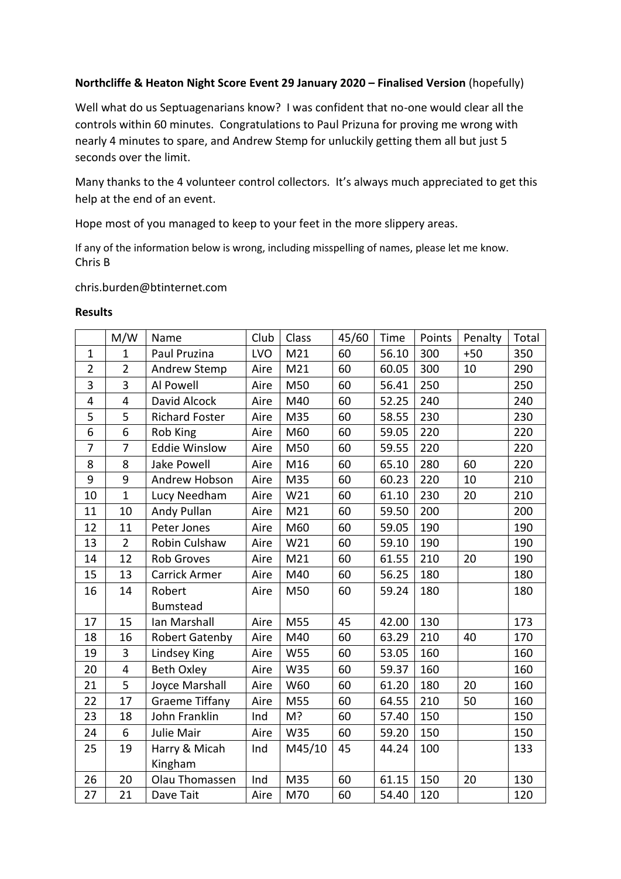**Northcliffe & Heaton Night Score Event 29 January 2020 – Finalised Version** (hopefully)

Well what do us Septuagenarians know? I was confident that no-one would clear all the controls within 60 minutes. Congratulations to Paul Prizuna for proving me wrong with nearly 4 minutes to spare, and Andrew Stemp for unluckily getting them all but just 5 seconds over the limit.

Many thanks to the 4 volunteer control collectors. It's always much appreciated to get this help at the end of an event.

Hope most of you managed to keep to your feet in the more slippery areas.

If any of the information below is wrong, including misspelling of names, please let me know.
Chris B

chris.burden@btinternet.com

**Results**

| | M/W | Name | Club | Class | 45/60 | Time | Points | Penalty | Total |
|---|---|---|---|---|---|---|---|---|---|
| 1 | 1 | Paul Pruzina | LVO | M21 | 60 | 56.10 | 300 | +50 | 350 |
| 2 | 2 | Andrew Stemp | Aire | M21 | 60 | 60.05 | 300 | 10 | 290 |
| 3 | 3 | Al Powell | Aire | M50 | 60 | 56.41 | 250 | | 250 |
| 4 | 4 | David Alcock | Aire | M40 | 60 | 52.25 | 240 | | 240 |
| 5 | 5 | Richard Foster | Aire | M35 | 60 | 58.55 | 230 | | 230 |
| 6 | 6 | Rob King | Aire | M60 | 60 | 59.05 | 220 | | 220 |
| 7 | 7 | Eddie Winslow | Aire | M50 | 60 | 59.55 | 220 | | 220 |
| 8 | 8 | Jake Powell | Aire | M16 | 60 | 65.10 | 280 | 60 | 220 |
| 9 | 9 | Andrew Hobson | Aire | M35 | 60 | 60.23 | 220 | 10 | 210 |
| 10 | 1 | Lucy Needham | Aire | W21 | 60 | 61.10 | 230 | 20 | 210 |
| 11 | 10 | Andy Pullan | Aire | M21 | 60 | 59.50 | 200 | | 200 |
| 12 | 11 | Peter Jones | Aire | M60 | 60 | 59.05 | 190 | | 190 |
| 13 | 2 | Robin Culshaw | Aire | W21 | 60 | 59.10 | 190 | | 190 |
| 14 | 12 | Rob Groves | Aire | M21 | 60 | 61.55 | 210 | 20 | 190 |
| 15 | 13 | Carrick Armer | Aire | M40 | 60 | 56.25 | 180 | | 180 |
| 16 | 14 | Robert Bumstead | Aire | M50 | 60 | 59.24 | 180 | | 180 |
| 17 | 15 | Ian Marshall | Aire | M55 | 45 | 42.00 | 130 | | 173 |
| 18 | 16 | Robert Gatenby | Aire | M40 | 60 | 63.29 | 210 | 40 | 170 |
| 19 | 3 | Lindsey King | Aire | W55 | 60 | 53.05 | 160 | | 160 |
| 20 | 4 | Beth Oxley | Aire | W35 | 60 | 59.37 | 160 | | 160 |
| 21 | 5 | Joyce Marshall | Aire | W60 | 60 | 61.20 | 180 | 20 | 160 |
| 22 | 17 | Graeme Tiffany | Aire | M55 | 60 | 64.55 | 210 | 50 | 160 |
| 23 | 18 | John Franklin | Ind | M? | 60 | 57.40 | 150 | | 150 |
| 24 | 6 | Julie Mair | Aire | W35 | 60 | 59.20 | 150 | | 150 |
| 25 | 19 | Harry & Micah Kingham | Ind | M45/10 | 45 | 44.24 | 100 | | 133 |
| 26 | 20 | Olau Thomassen | Ind | M35 | 60 | 61.15 | 150 | 20 | 130 |
| 27 | 21 | Dave Tait | Aire | M70 | 60 | 54.40 | 120 | | 120 |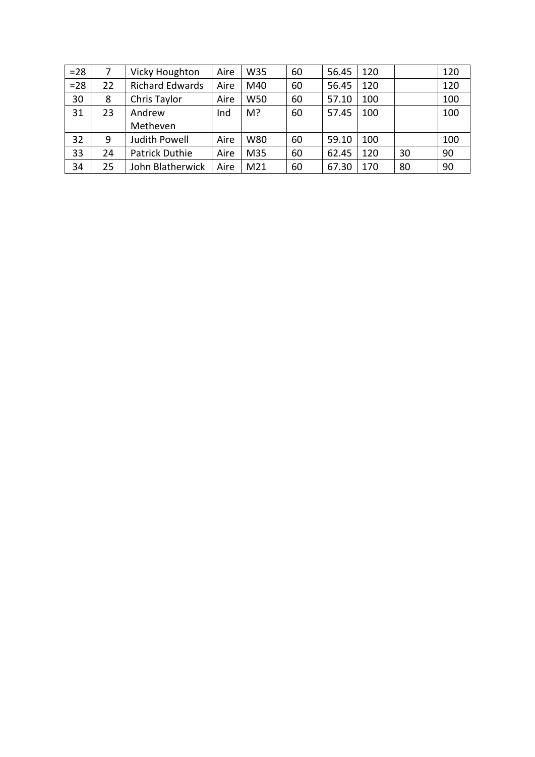| | | | | | | | | | |
|---|---|---|---|---|---|---|---|---|---|
| =28 | 7 | Vicky Houghton | Aire | W35 | 60 | 56.45 | 120 | | 120 |
| =28 | 22 | Richard Edwards | Aire | M40 | 60 | 56.45 | 120 | | 120 |
| 30 | 8 | Chris Taylor | Aire | W50 | 60 | 57.10 | 100 | | 100 |
| 31 | 23 | Andrew Metheven | Ind | M? | 60 | 57.45 | 100 | | 100 |
| 32 | 9 | Judith Powell | Aire | W80 | 60 | 59.10 | 100 | | 100 |
| 33 | 24 | Patrick Duthie | Aire | M35 | 60 | 62.45 | 120 | 30 | 90 |
| 34 | 25 | John Blatherwick | Aire | M21 | 60 | 67.30 | 170 | 80 | 90 |